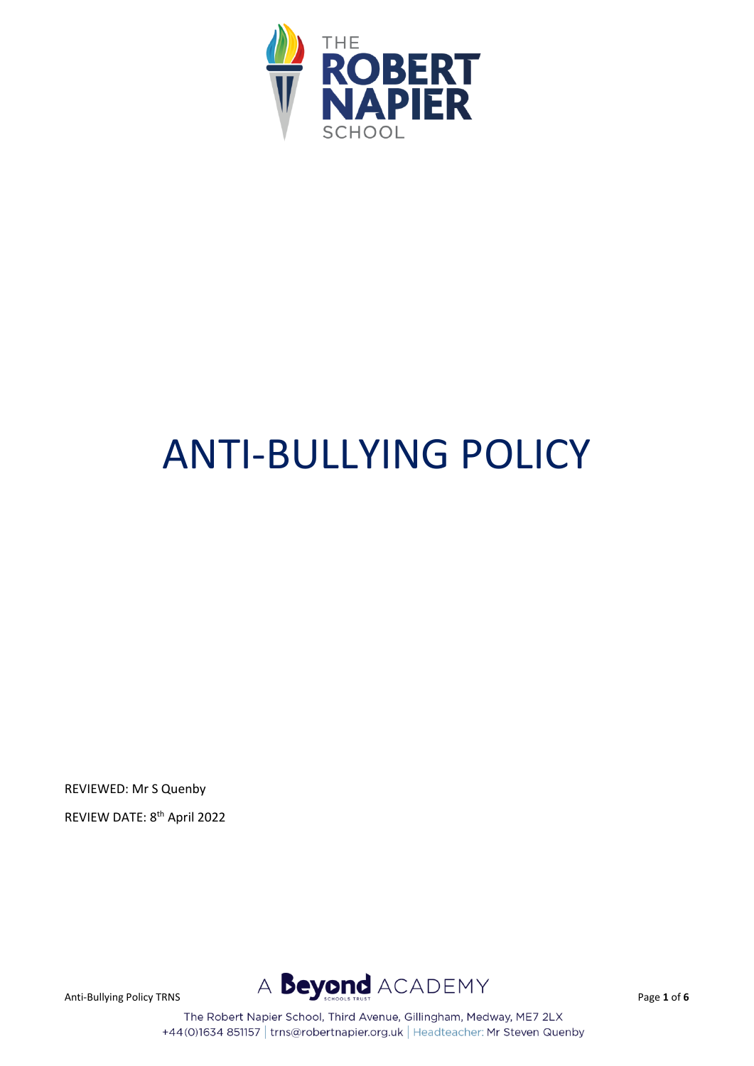THE ROBERT NAPIER SCHOOL

# ANTI-BULLYING POLICY

REVIEWED: Mr S Quenby

REVIEW DATE: 8th April 2022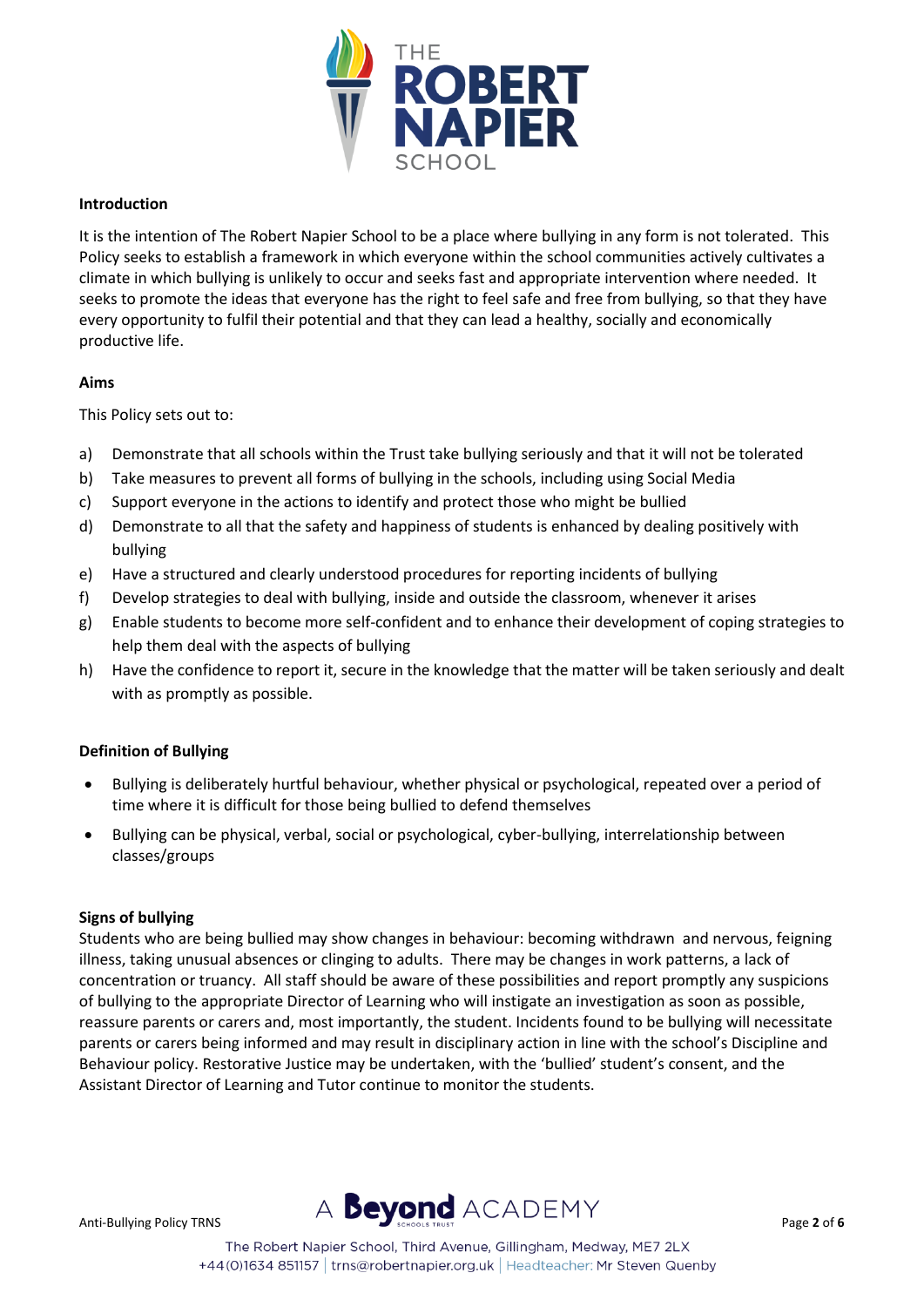**Introduction**

It is the intention of The Robert Napier School to be a place where bullying in any form is not tolerated. This Policy seeks to establish a framework in which everyone within the school communities actively cultivates a climate in which bullying is unlikely to occur and seeks fast and appropriate intervention where needed. It seeks to promote the ideas that everyone has the right to feel safe and free from bullying, so that they have every opportunity to fulfil their potential and that they can lead a healthy, socially and economically productive life.

**Aims**

This Policy sets out to:

a) Demonstrate that all schools within the Trust take bullying seriously and that it will not be tolerated
b) Take measures to prevent all forms of bullying in the schools, including using Social Media
c) Support everyone in the actions to identify and protect those who might be bullied
d) Demonstrate to all that the safety and happiness of students is enhanced by dealing positively with bullying
e) Have a structured and clearly understood procedures for reporting incidents of bullying
f) Develop strategies to deal with bullying, inside and outside the classroom, whenever it arises
g) Enable students to become more self-confident and to enhance their development of coping strategies to help them deal with the aspects of bullying
h) Have the confidence to report it, secure in the knowledge that the matter will be taken seriously and dealt with as promptly as possible.

**Definition of Bullying**

- Bullying is deliberately hurtful behaviour, whether physical or psychological, repeated over a period of time where it is difficult for those being bullied to defend themselves
- Bullying can be physical, verbal, social or psychological, cyber-bullying, interrelationship between classes/groups

**Signs of bullying**

Students who are being bullied may show changes in behaviour: becoming withdrawn and nervous, feigning illness, taking unusual absences or clinging to adults. There may be changes in work patterns, a lack of concentration or truancy. All staff should be aware of these possibilities and report promptly any suspicions of bullying to the appropriate Director of Learning who will instigate an investigation as soon as possible, reassure parents or carers and, most importantly, the student. Incidents found to be bullying will necessitate parents or carers being informed and may result in disciplinary action in line with the school's Discipline and Behaviour policy. Restorative Justice may be undertaken, with the 'bullied' student's consent, and the Assistant Director of Learning and Tutor continue to monitor the students.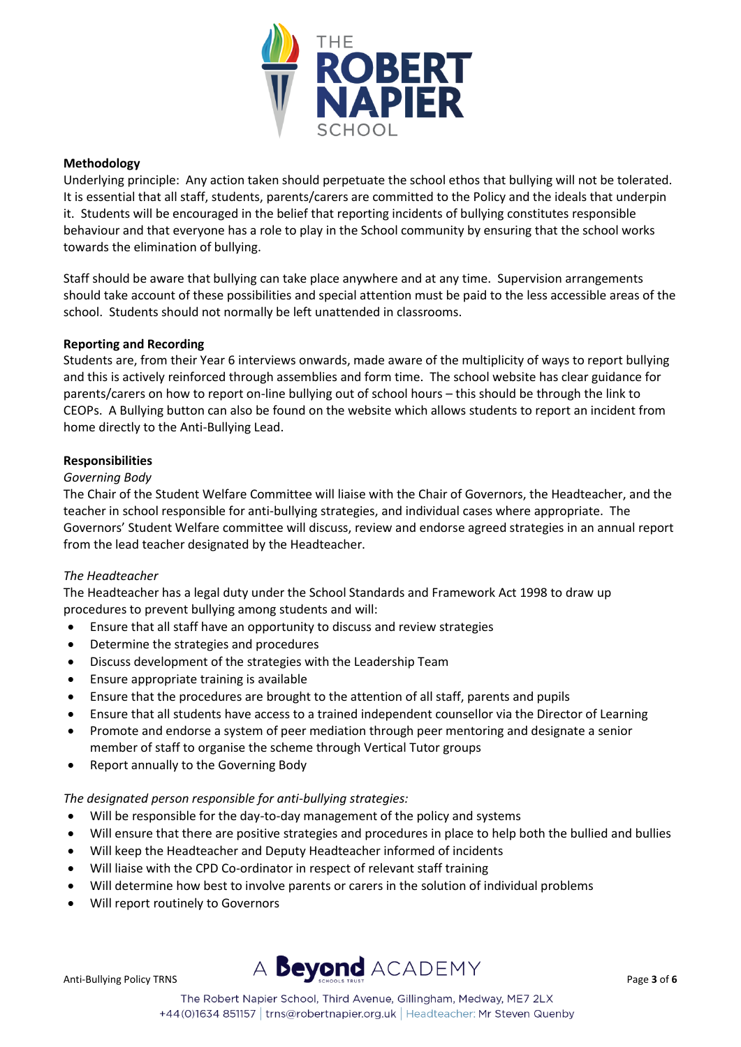**Methodology**

Underlying principle: Any action taken should perpetuate the school ethos that bullying will not be tolerated. It is essential that all staff, students, parents/carers are committed to the Policy and the ideals that underpin it. Students will be encouraged in the belief that reporting incidents of bullying constitutes responsible behaviour and that everyone has a role to play in the School community by ensuring that the school works towards the elimination of bullying.

Staff should be aware that bullying can take place anywhere and at any time. Supervision arrangements should take account of these possibilities and special attention must be paid to the less accessible areas of the school. Students should not normally be left unattended in classrooms.

**Reporting and Recording**

Students are, from their Year 6 interviews onwards, made aware of the multiplicity of ways to report bullying and this is actively reinforced through assemblies and form time. The school website has clear guidance for parents/carers on how to report on-line bullying out of school hours – this should be through the link to CEOPs. A Bullying button can also be found on the website which allows students to report an incident from home directly to the Anti-Bullying Lead.

**Responsibilities**

*Governing Body*

The Chair of the Student Welfare Committee will liaise with the Chair of Governors, the Headteacher, and the teacher in school responsible for anti-bullying strategies, and individual cases where appropriate. The Governors' Student Welfare committee will discuss, review and endorse agreed strategies in an annual report from the lead teacher designated by the Headteacher.

*The Headteacher*

The Headteacher has a legal duty under the School Standards and Framework Act 1998 to draw up procedures to prevent bullying among students and will:

- Ensure that all staff have an opportunity to discuss and review strategies
- Determine the strategies and procedures
- Discuss development of the strategies with the Leadership Team
- Ensure appropriate training is available
- Ensure that the procedures are brought to the attention of all staff, parents and pupils
- Ensure that all students have access to a trained independent counsellor via the Director of Learning
- Promote and endorse a system of peer mediation through peer mentoring and designate a senior member of staff to organise the scheme through Vertical Tutor groups
- Report annually to the Governing Body

*The designated person responsible for anti-bullying strategies:*

- Will be responsible for the day-to-day management of the policy and systems
- Will ensure that there are positive strategies and procedures in place to help both the bullied and bullies
- Will keep the Headteacher and Deputy Headteacher informed of incidents
- Will liaise with the CPD Co-ordinator in respect of relevant staff training
- Will determine how best to involve parents or carers in the solution of individual problems
- Will report routinely to Governors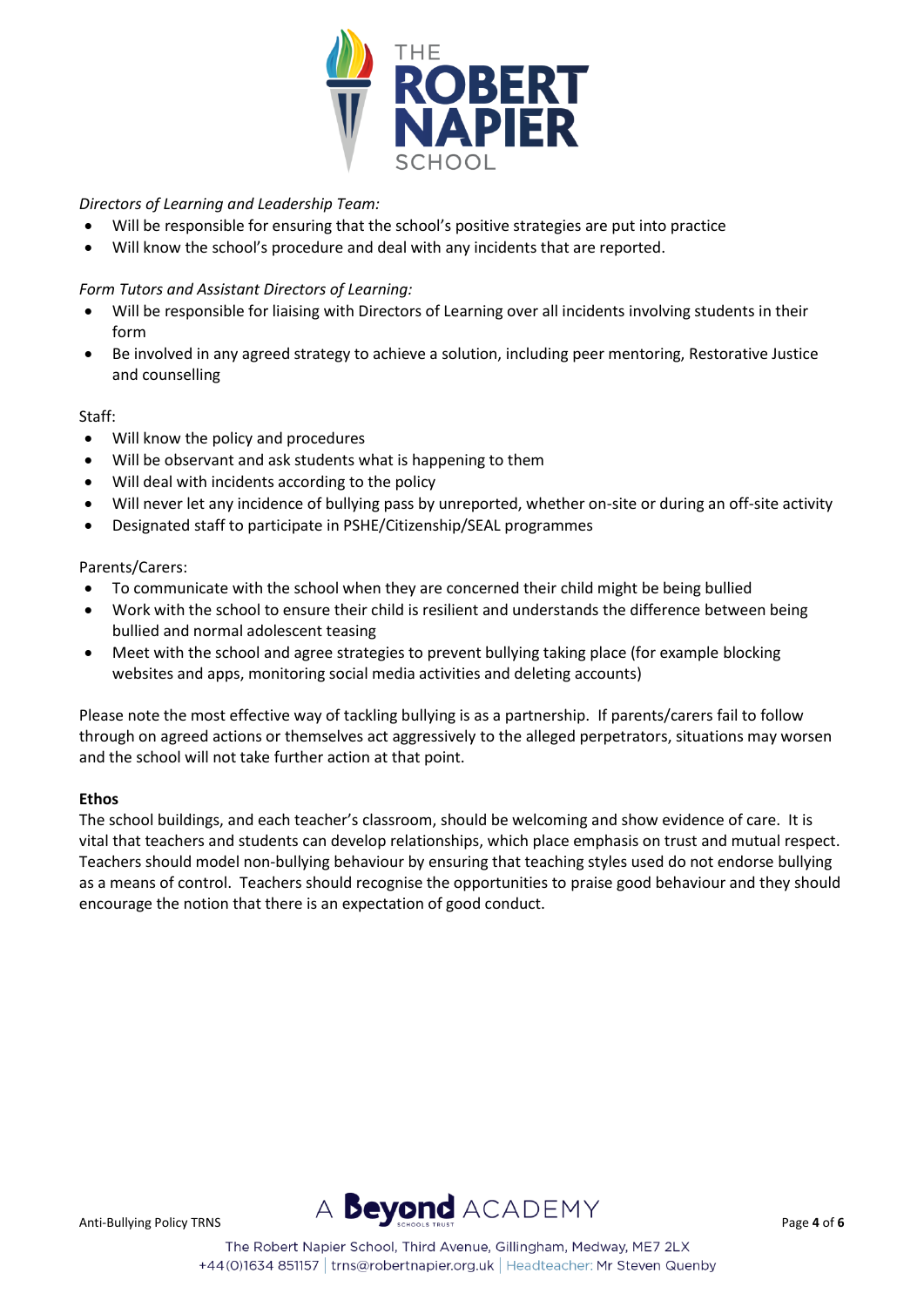*Directors of Learning and Leadership Team:*

- Will be responsible for ensuring that the school's positive strategies are put into practice
- Will know the school's procedure and deal with any incidents that are reported.

*Form Tutors and Assistant Directors of Learning:*

- Will be responsible for liaising with Directors of Learning over all incidents involving students in their form
- Be involved in any agreed strategy to achieve a solution, including peer mentoring, Restorative Justice and counselling

Staff:

- Will know the policy and procedures
- Will be observant and ask students what is happening to them
- Will deal with incidents according to the policy
- Will never let any incidence of bullying pass by unreported, whether on-site or during an off-site activity
- Designated staff to participate in PSHE/Citizenship/SEAL programmes

Parents/Carers:

- To communicate with the school when they are concerned their child might be being bullied
- Work with the school to ensure their child is resilient and understands the difference between being bullied and normal adolescent teasing
- Meet with the school and agree strategies to prevent bullying taking place (for example blocking websites and apps, monitoring social media activities and deleting accounts)

Please note the most effective way of tackling bullying is as a partnership. If parents/carers fail to follow through on agreed actions or themselves act aggressively to the alleged perpetrators, situations may worsen and the school will not take further action at that point.

**Ethos**

The school buildings, and each teacher's classroom, should be welcoming and show evidence of care. It is vital that teachers and students can develop relationships, which place emphasis on trust and mutual respect. Teachers should model non-bullying behaviour by ensuring that teaching styles used do not endorse bullying as a means of control. Teachers should recognise the opportunities to praise good behaviour and they should encourage the notion that there is an expectation of good conduct.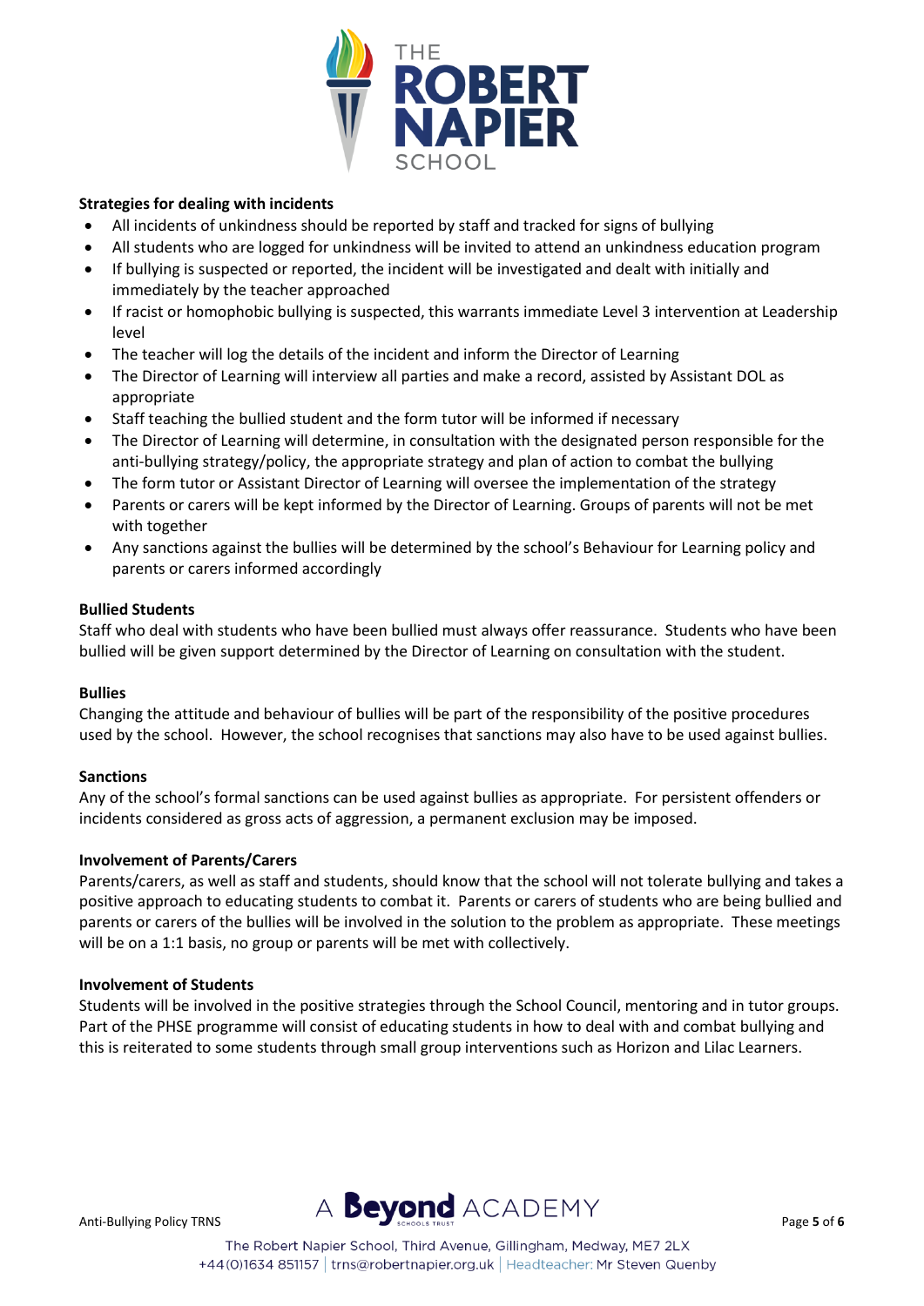**Strategies for dealing with incidents**

- All incidents of unkindness should be reported by staff and tracked for signs of bullying
- All students who are logged for unkindness will be invited to attend an unkindness education program
- If bullying is suspected or reported, the incident will be investigated and dealt with initially and immediately by the teacher approached
- If racist or homophobic bullying is suspected, this warrants immediate Level 3 intervention at Leadership level
- The teacher will log the details of the incident and inform the Director of Learning
- The Director of Learning will interview all parties and make a record, assisted by Assistant DOL as appropriate
- Staff teaching the bullied student and the form tutor will be informed if necessary
- The Director of Learning will determine, in consultation with the designated person responsible for the anti-bullying strategy/policy, the appropriate strategy and plan of action to combat the bullying
- The form tutor or Assistant Director of Learning will oversee the implementation of the strategy
- Parents or carers will be kept informed by the Director of Learning. Groups of parents will not be met with together
- Any sanctions against the bullies will be determined by the school's Behaviour for Learning policy and parents or carers informed accordingly

**Bullied Students**

Staff who deal with students who have been bullied must always offer reassurance. Students who have been bullied will be given support determined by the Director of Learning on consultation with the student.

**Bullies**

Changing the attitude and behaviour of bullies will be part of the responsibility of the positive procedures used by the school. However, the school recognises that sanctions may also have to be used against bullies.

**Sanctions**

Any of the school's formal sanctions can be used against bullies as appropriate. For persistent offenders or incidents considered as gross acts of aggression, a permanent exclusion may be imposed.

**Involvement of Parents/Carers**

Parents/carers, as well as staff and students, should know that the school will not tolerate bullying and takes a positive approach to educating students to combat it. Parents or carers of students who are being bullied and parents or carers of the bullies will be involved in the solution to the problem as appropriate. These meetings will be on a 1:1 basis, no group or parents will be met with collectively.

**Involvement of Students**

Students will be involved in the positive strategies through the School Council, mentoring and in tutor groups. Part of the PHSE programme will consist of educating students in how to deal with and combat bullying and this is reiterated to some students through small group interventions such as Horizon and Lilac Learners.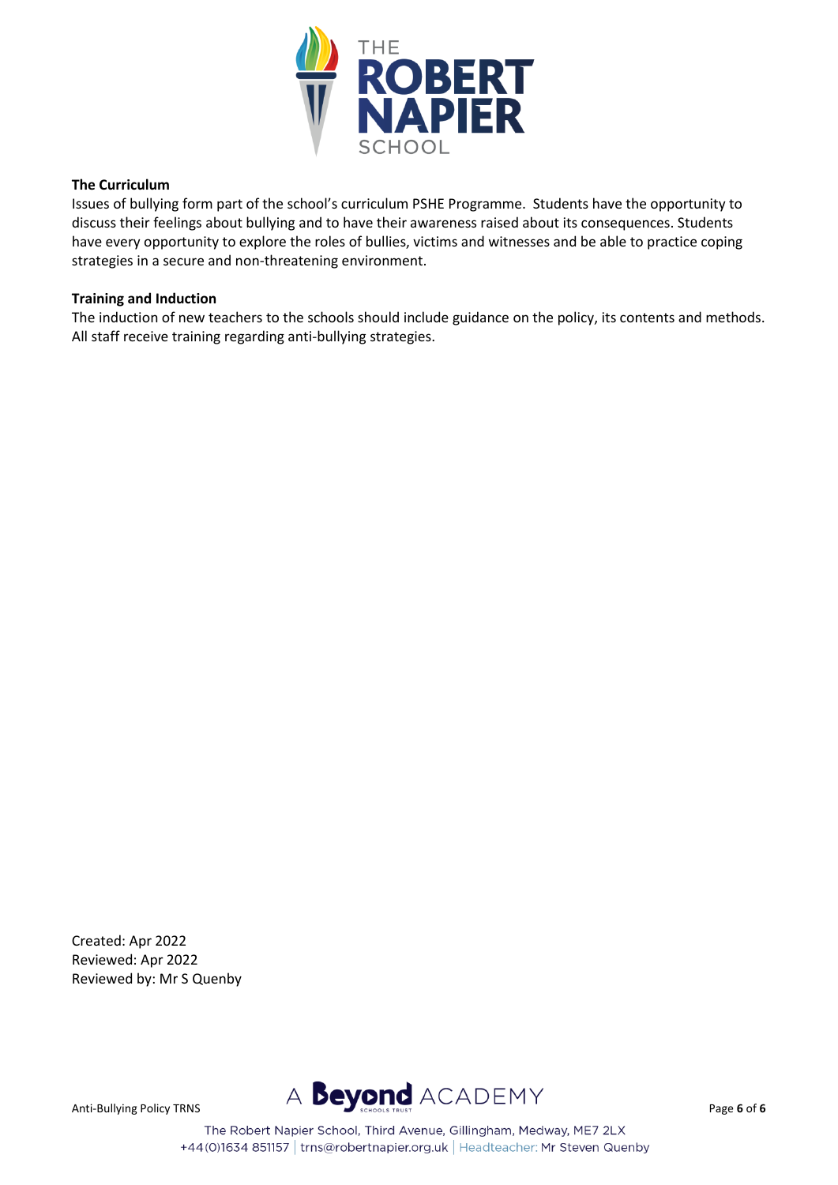**The Curriculum**

Issues of bullying form part of the school's curriculum PSHE Programme. Students have the opportunity to discuss their feelings about bullying and to have their awareness raised about its consequences. Students have every opportunity to explore the roles of bullies, victims and witnesses and be able to practice coping strategies in a secure and non-threatening environment.

**Training and Induction**

The induction of new teachers to the schools should include guidance on the policy, its contents and methods. All staff receive training regarding anti-bullying strategies.

Created: Apr 2022
Reviewed: Apr 2022
Reviewed by: Mr S Quenby